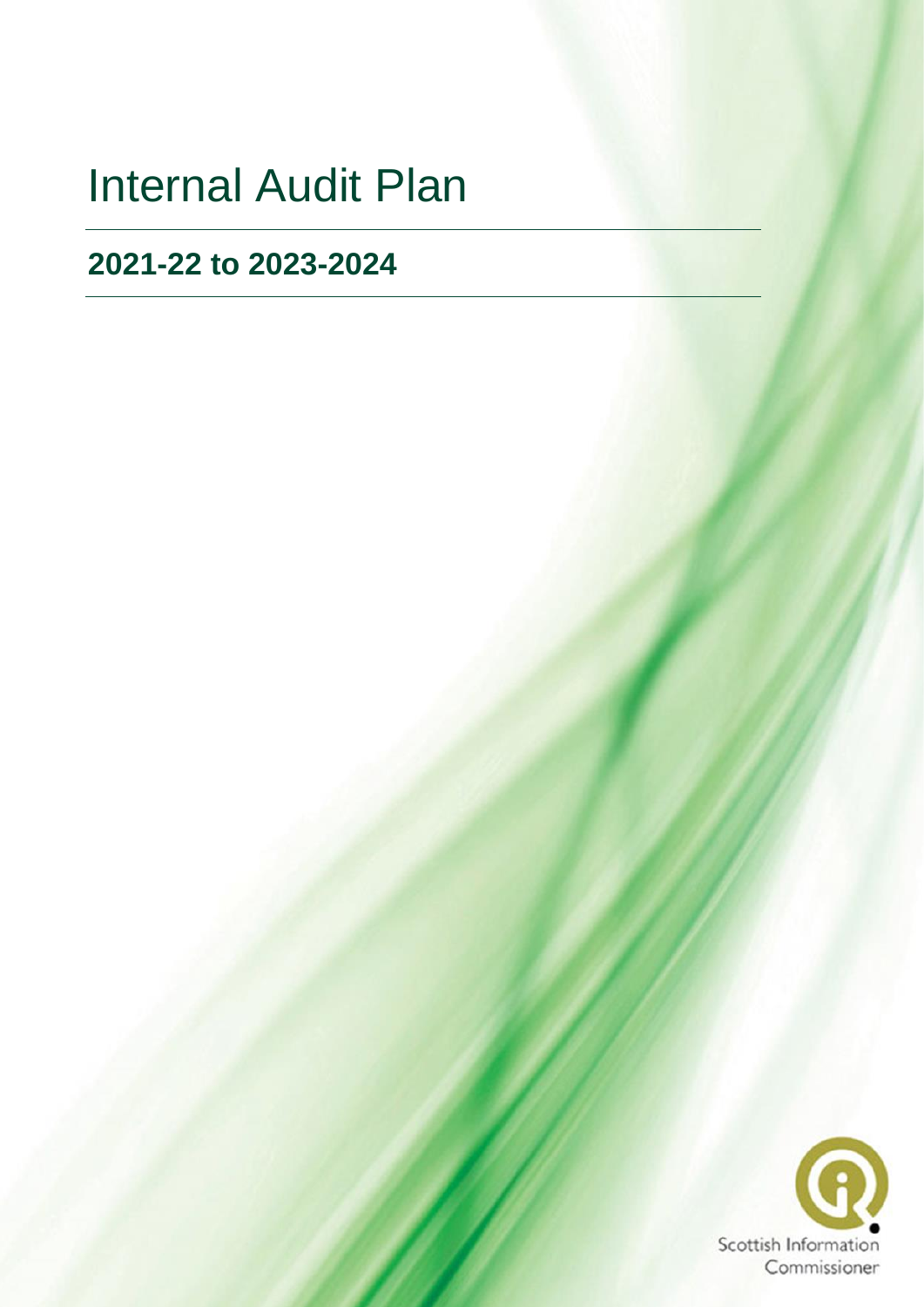# Internal Audit Plan

## 2021-22 to 2023-2024

Scottish Information Commissioner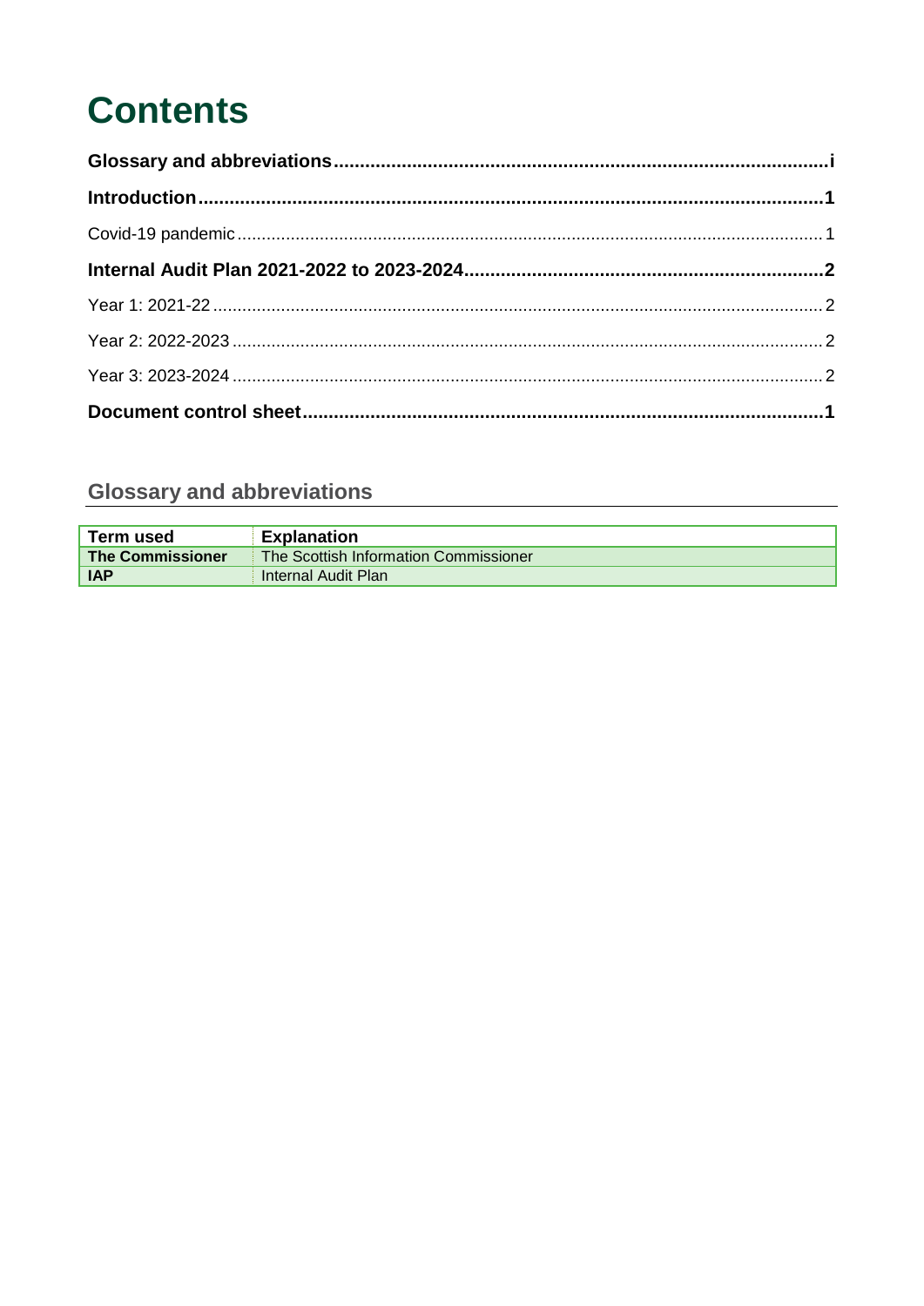# Contents

**Glossary and abbreviations** ........ i

**Introduction** ........ 1

Covid-19 pandemic ........ 1

**Internal Audit Plan 2021-2022 to 2023-2024** ........ 2

Year 1: 2021-22 ........ 2

Year 2: 2022-2023 ........ 2

Year 3: 2023-2024 ........ 2

**Document control sheet** ........ 1

## Glossary and abbreviations

| Term used | Explanation |
|---|---|
| **The Commissioner** | The Scottish Information Commissioner |
| **IAP** | Internal Audit Plan |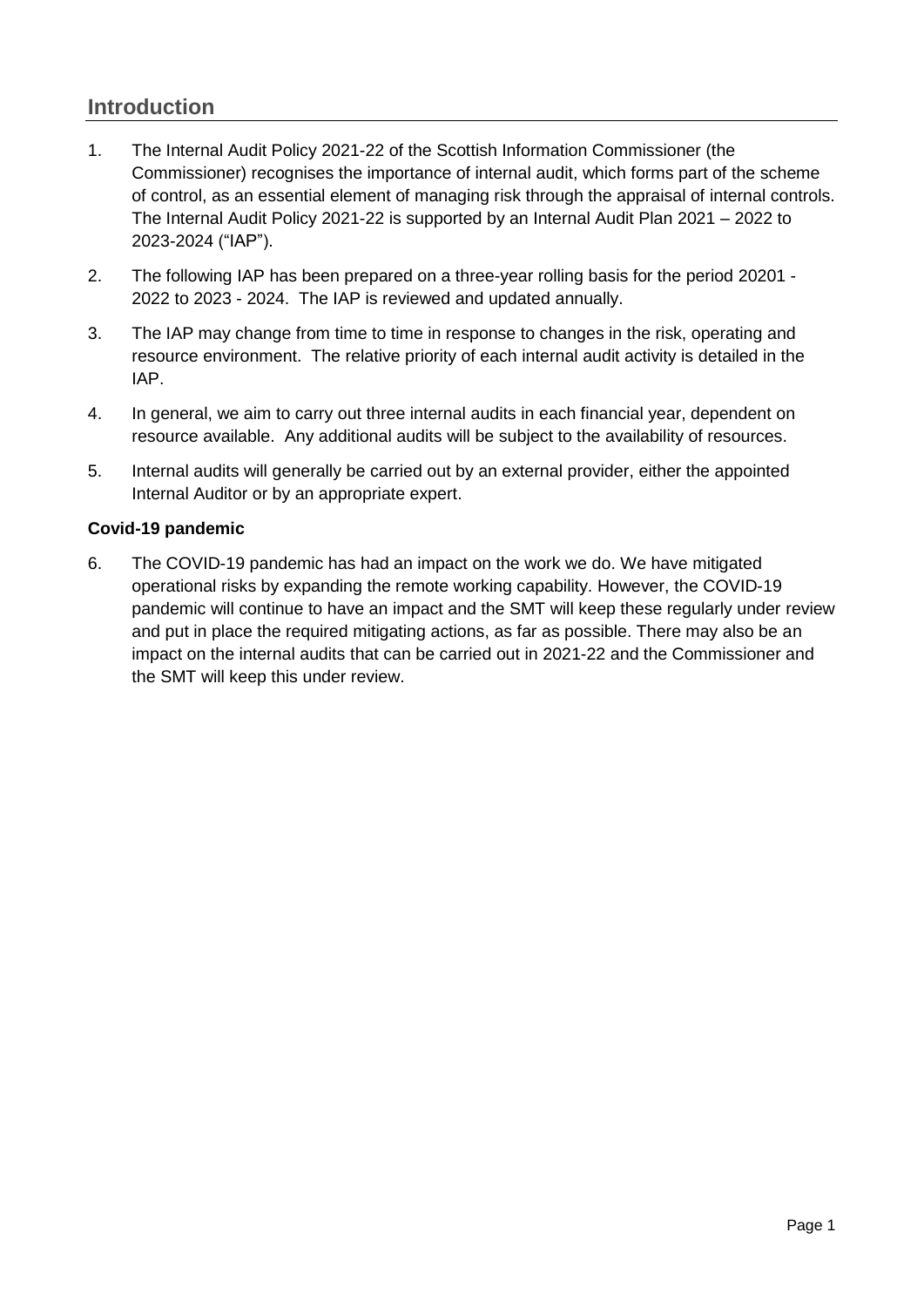## Introduction

1. The Internal Audit Policy 2021-22 of the Scottish Information Commissioner (the Commissioner) recognises the importance of internal audit, which forms part of the scheme of control, as an essential element of managing risk through the appraisal of internal controls. The Internal Audit Policy 2021-22 is supported by an Internal Audit Plan 2021 – 2022 to 2023-2024 ("IAP").

2. The following IAP has been prepared on a three-year rolling basis for the period 20201 - 2022 to 2023 - 2024. The IAP is reviewed and updated annually.

3. The IAP may change from time to time in response to changes in the risk, operating and resource environment. The relative priority of each internal audit activity is detailed in the IAP.

4. In general, we aim to carry out three internal audits in each financial year, dependent on resource available. Any additional audits will be subject to the availability of resources.

5. Internal audits will generally be carried out by an external provider, either the appointed Internal Auditor or by an appropriate expert.

### Covid-19 pandemic

6. The COVID-19 pandemic has had an impact on the work we do. We have mitigated operational risks by expanding the remote working capability. However, the COVID-19 pandemic will continue to have an impact and the SMT will keep these regularly under review and put in place the required mitigating actions, as far as possible. There may also be an impact on the internal audits that can be carried out in 2021-22 and the Commissioner and the SMT will keep this under review.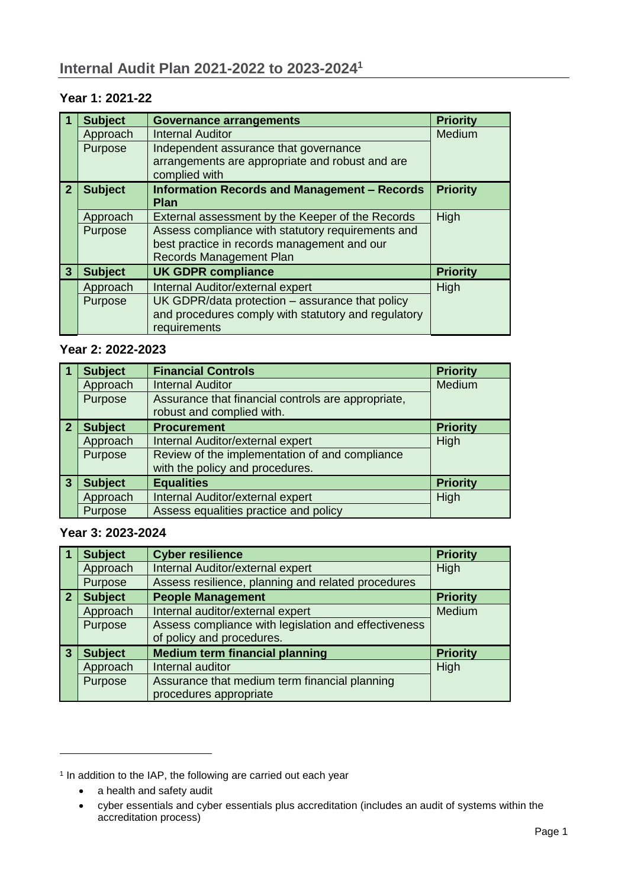## Internal Audit Plan 2021-2022 to 2023-2024[1]

### Year 1: 2021-22

| | | | |
|---|---|---|---|
| **1** | **Subject** | **Governance arrangements** | **Priority** |
| | Approach | Internal Auditor | Medium |
| | Purpose | Independent assurance that governance arrangements are appropriate and robust and are complied with | |
| **2** | **Subject** | **Information Records and Management – Records Plan** | **Priority** |
| | Approach | External assessment by the Keeper of the Records | High |
| | Purpose | Assess compliance with statutory requirements and best practice in records management and our Records Management Plan | |
| **3** | **Subject** | **UK GDPR compliance** | **Priority** |
| | Approach | Internal Auditor/external expert | High |
| | Purpose | UK GDPR/data protection – assurance that policy and procedures comply with statutory and regulatory requirements | |

### Year 2: 2022-2023

| | | | |
|---|---|---|---|
| **1** | **Subject** | **Financial Controls** | **Priority** |
| | Approach | Internal Auditor | Medium |
| | Purpose | Assurance that financial controls are appropriate, robust and complied with. | |
| **2** | **Subject** | **Procurement** | **Priority** |
| | Approach | Internal Auditor/external expert | High |
| | Purpose | Review of the implementation of and compliance with the policy and procedures. | |
| **3** | **Subject** | **Equalities** | **Priority** |
| | Approach | Internal Auditor/external expert | High |
| | Purpose | Assess equalities practice and policy | |

### Year 3: 2023-2024

| | | | |
|---|---|---|---|
| **1** | **Subject** | **Cyber resilience** | **Priority** |
| | Approach | Internal Auditor/external expert | High |
| | Purpose | Assess resilience, planning and related procedures | |
| **2** | **Subject** | **People Management** | **Priority** |
| | Approach | Internal auditor/external expert | Medium |
| | Purpose | Assess compliance with legislation and effectiveness of policy and procedures. | |
| **3** | **Subject** | **Medium term financial planning** | **Priority** |
| | Approach | Internal auditor | High |
| | Purpose | Assurance that medium term financial planning procedures appropriate | |

[1] In addition to the IAP, the following are carried out each year

- a health and safety audit
- cyber essentials and cyber essentials plus accreditation (includes an audit of systems within the accreditation process)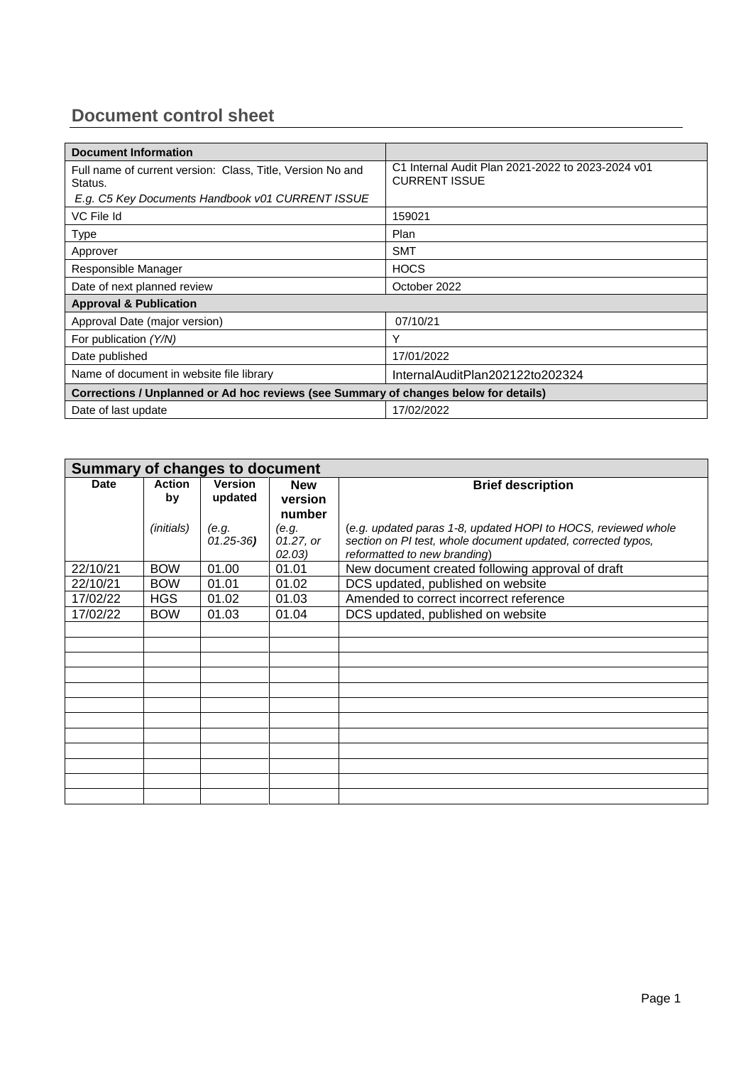## Document control sheet

| Document Information | |
|---|---|
| Full name of current version: Class, Title, Version No and Status.<br>*E.g. C5 Key Documents Handbook v01 CURRENT ISSUE* | C1 Internal Audit Plan 2021-2022 to 2023-2024 v01 CURRENT ISSUE |
| VC File Id | 159021 |
| Type | Plan |
| Approver | SMT |
| Responsible Manager | HOCS |
| Date of next planned review | October 2022 |
| **Approval & Publication** | |
| Approval Date (major version) | 07/10/21 |
| For publication *(Y/N)* | Y |
| Date published | 17/01/2022 |
| Name of document in website file library | InternalAuditPlan202122to202324 |
| **Corrections / Unplanned or Ad hoc reviews (see Summary of changes below for details)** | |
| Date of last update | 17/02/2022 |

| Summary of changes to document | | | | |
|---|---|---|---|---|
| **Date** | **Action by**<br>*(initials)* | **Version updated**<br>*(e.g. 01.25-36)* | **New version number**<br>*(e.g. 01.27, or 02.03)* | **Brief description**<br>*(e.g. updated paras 1-8, updated HOPI to HOCS, reviewed whole section on PI test, whole document updated, corrected typos, reformatted to new branding)* |
| 22/10/21 | BOW | 01.00 | 01.01 | New document created following approval of draft |
| 22/10/21 | BOW | 01.01 | 01.02 | DCS updated, published on website |
| 17/02/22 | HGS | 01.02 | 01.03 | Amended to correct incorrect reference |
| 17/02/22 | BOW | 01.03 | 01.04 | DCS updated, published on website |
| | | | | |
| | | | | |
| | | | | |
| | | | | |
| | | | | |
| | | | | |
| | | | | |
| | | | | |
| | | | | |
| | | | | |
| | | | | |
| | | | | |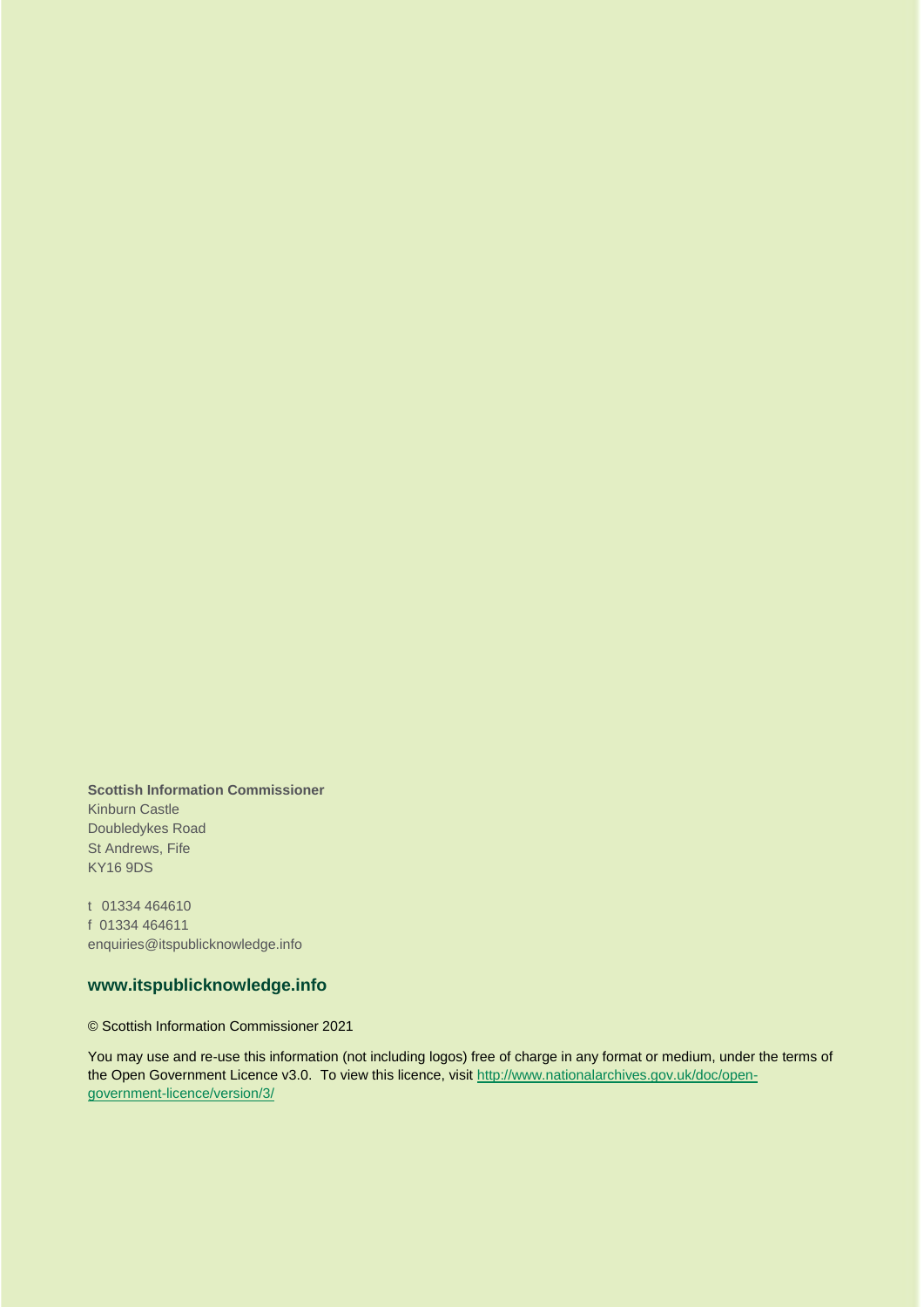**Scottish Information Commissioner**
Kinburn Castle
Doubledykes Road
St Andrews, Fife
KY16 9DS

t 01334 464610
f 01334 464611
enquiries@itspublicknowledge.info

**www.itspublicknowledge.info**

© Scottish Information Commissioner 2021

You may use and re-use this information (not including logos) free of charge in any format or medium, under the terms of the Open Government Licence v3.0. To view this licence, visit http://www.nationalarchives.gov.uk/doc/open-government-licence/version/3/